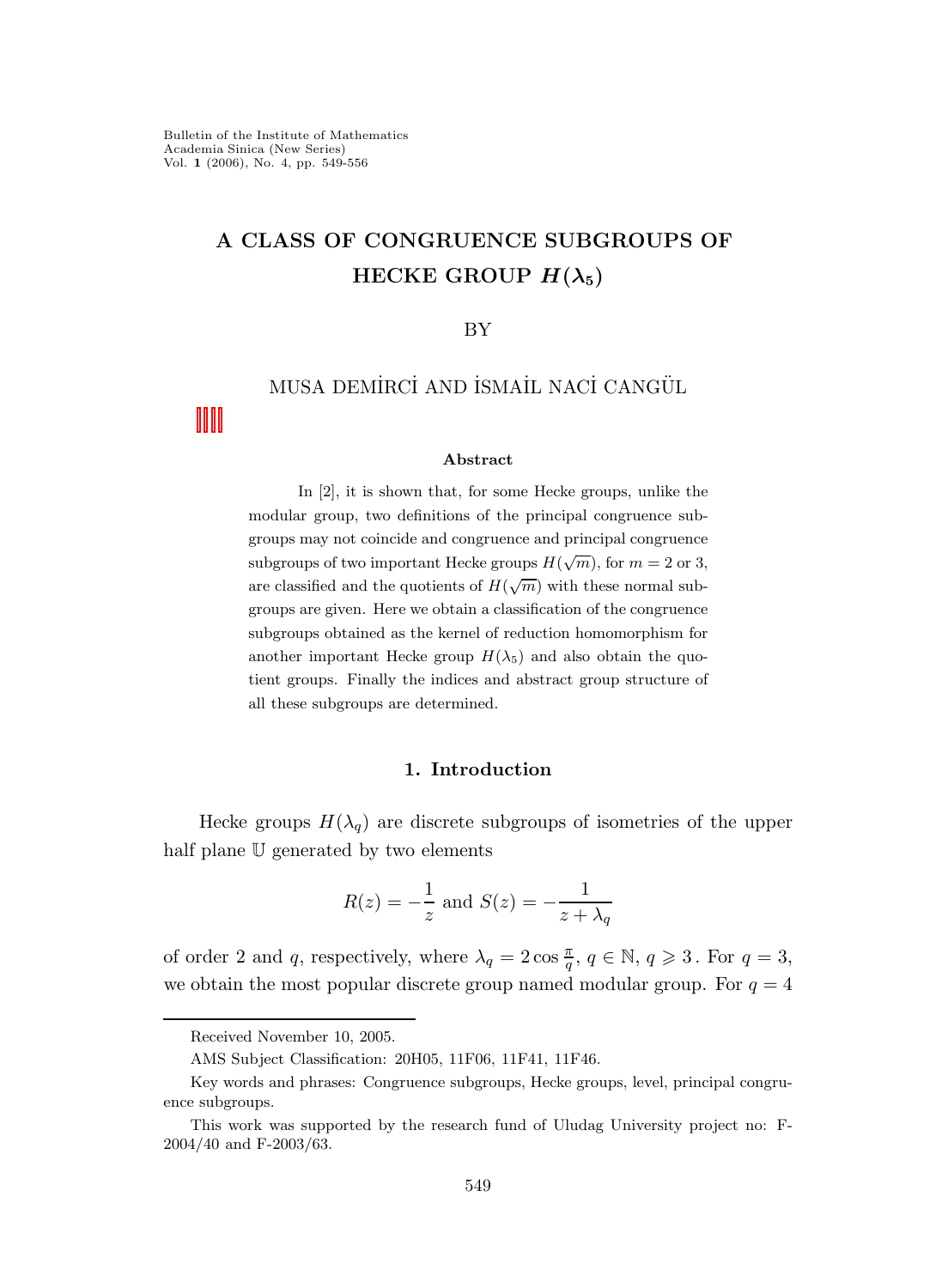Bulletin of the Institute of Mathematics
Academia Sinica (New Series)
Vol. **1** (2006), No. 4, pp. 549-556

# A CLASS OF CONGRUENCE SUBGROUPS OF HECKE GROUP $H(\lambda_5)$

BY

MUSA DEMİRCİ AND İSMAİL NACİ CANGÜL

### Abstract

In [2], it is shown that, for some Hecke groups, unlike the modular group, two definitions of the principal congruence subgroups may not coincide and congruence and principal congruence subgroups of two important Hecke groups $H(\sqrt{m})$, for $m = 2$ or 3, are classified and the quotients of $H(\sqrt{m})$ with these normal subgroups are given. Here we obtain a classification of the congruence subgroups obtained as the kernel of reduction homomorphism for another important Hecke group $H(\lambda_5)$ and also obtain the quotient groups. Finally the indices and abstract group structure of all these subgroups are determined.

## 1. Introduction

Hecke groups $H(\lambda_q)$ are discrete subgroups of isometries of the upper half plane $\mathbb{U}$ generated by two elements

$$R(z) = -\frac{1}{z} \text{ and } S(z) = -\frac{1}{z + \lambda_q}$$

of order 2 and $q$, respectively, where $\lambda_q = 2\cos\frac{\pi}{q}$, $q \in \mathbb{N}$, $q \geqslant 3$. For $q = 3$, we obtain the most popular discrete group named modular group. For $q = 4$

---

Received November 10, 2005.

AMS Subject Classification: 20H05, 11F06, 11F41, 11F46.

Key words and phrases: Congruence subgroups, Hecke groups, level, principal congruence subgroups.

This work was supported by the research fund of Uludag University project no: F-2004/40 and F-2003/63.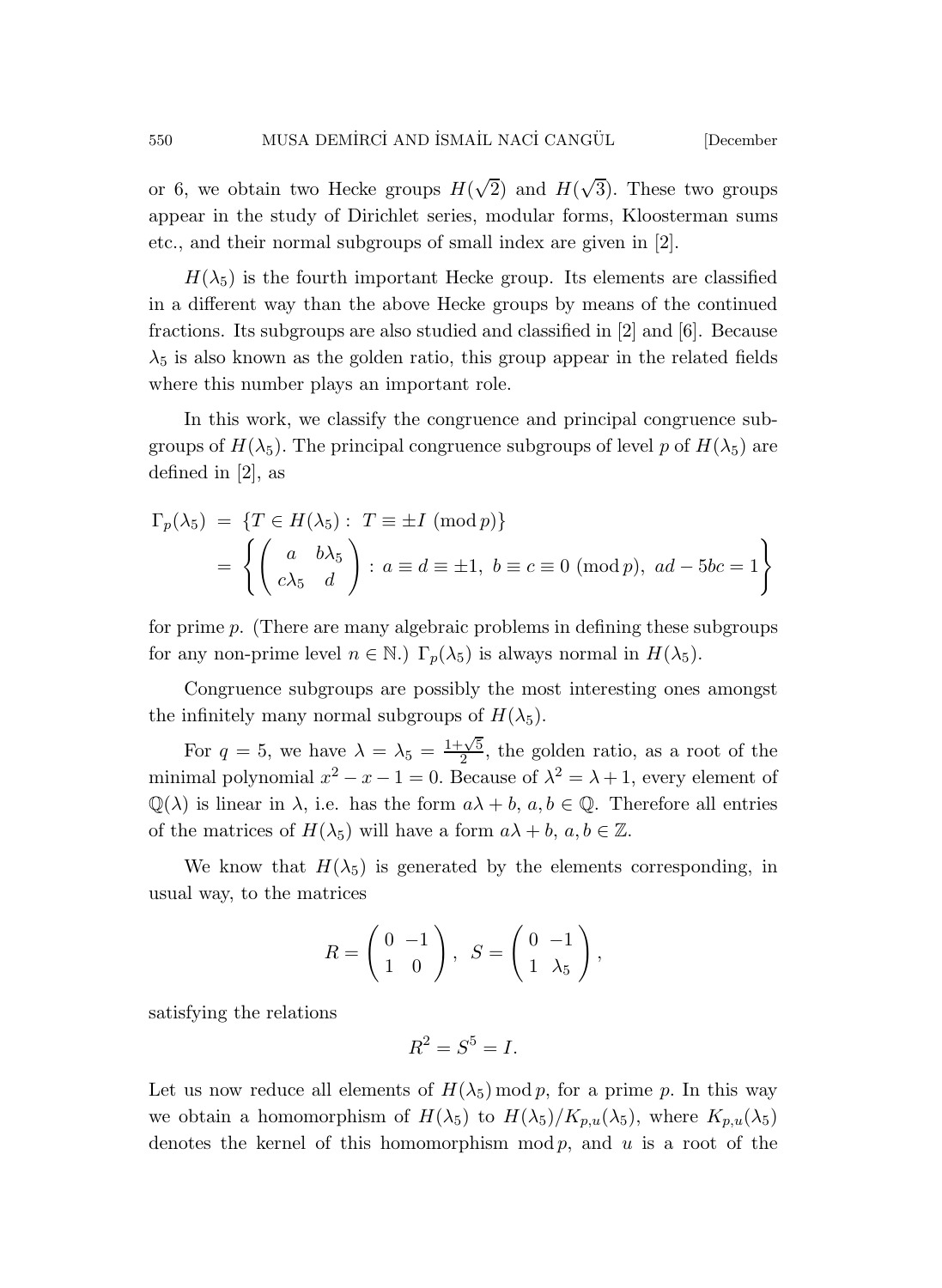or 6, we obtain two Hecke groups $H(\sqrt{2})$ and $H(\sqrt{3})$. These two groups appear in the study of Dirichlet series, modular forms, Kloosterman sums etc., and their normal subgroups of small index are given in [2].

$H(\lambda_5)$ is the fourth important Hecke group. Its elements are classified in a different way than the above Hecke groups by means of the continued fractions. Its subgroups are also studied and classified in [2] and [6]. Because $\lambda_5$ is also known as the golden ratio, this group appear in the related fields where this number plays an important role.

In this work, we classify the congruence and principal congruence subgroups of $H(\lambda_5)$. The principal congruence subgroups of level $p$ of $H(\lambda_5)$ are defined in [2], as

$$
\begin{aligned}
\Gamma_p(\lambda_5) &= \{T \in H(\lambda_5) : \ T \equiv \pm I \ (\operatorname{mod} p)\} \\
&= \left\{ \begin{pmatrix} a & b\lambda_5 \\ c\lambda_5 & d \end{pmatrix} : \ a \equiv d \equiv \pm 1, \ b \equiv c \equiv 0 \ (\operatorname{mod} p), \ ad - 5bc = 1 \right\}
\end{aligned}
$$

for prime $p$. (There are many algebraic problems in defining these subgroups for any non-prime level $n \in \mathbb{N}$.) $\Gamma_p(\lambda_5)$ is always normal in $H(\lambda_5)$.

Congruence subgroups are possibly the most interesting ones amongst the infinitely many normal subgroups of $H(\lambda_5)$.

For $q = 5$, we have $\lambda = \lambda_5 = \frac{1+\sqrt{5}}{2}$, the golden ratio, as a root of the minimal polynomial $x^2 - x - 1 = 0$. Because of $\lambda^2 = \lambda + 1$, every element of $\mathbb{Q}(\lambda)$ is linear in $\lambda$, i.e. has the form $a\lambda + b$, $a, b \in \mathbb{Q}$. Therefore all entries of the matrices of $H(\lambda_5)$ will have a form $a\lambda + b$, $a, b \in \mathbb{Z}$.

We know that $H(\lambda_5)$ is generated by the elements corresponding, in usual way, to the matrices

$$
R = \begin{pmatrix} 0 & -1 \\ 1 & 0 \end{pmatrix}, \ \ S = \begin{pmatrix} 0 & -1 \\ 1 & \lambda_5 \end{pmatrix},
$$

satisfying the relations

$$
R^2 = S^5 = I.
$$

Let us now reduce all elements of $H(\lambda_5) \operatorname{mod} p$, for a prime $p$. In this way we obtain a homomorphism of $H(\lambda_5)$ to $H(\lambda_5)/K_{p,u}(\lambda_5)$, where $K_{p,u}(\lambda_5)$ denotes the kernel of this homomorphism $\operatorname{mod} p$, and $u$ is a root of the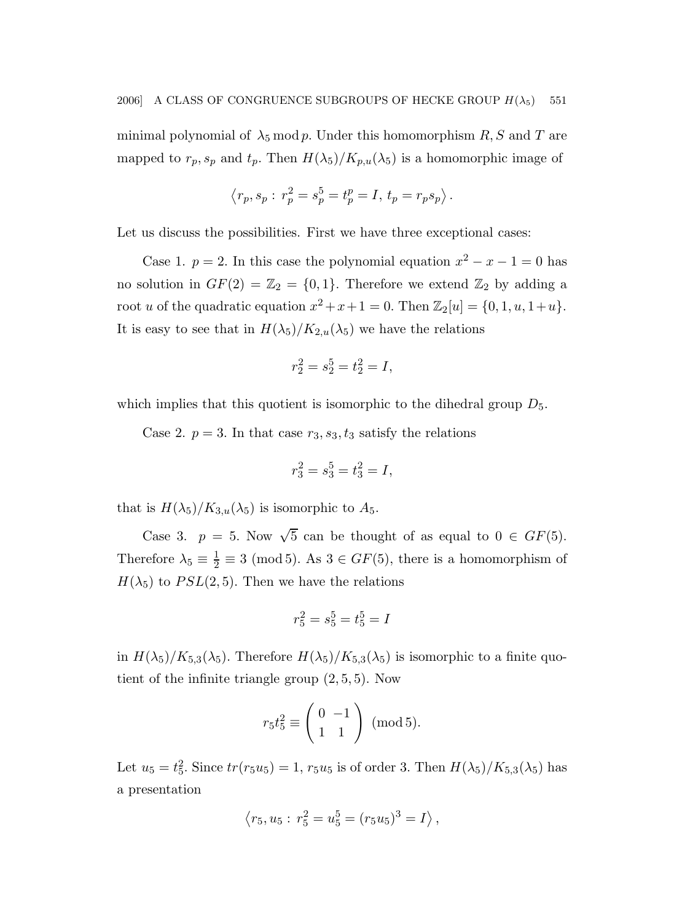minimal polynomial of $\lambda_5 \bmod p$. Under this homomorphism $R, S$ and $T$ are mapped to $r_p, s_p$ and $t_p$. Then $H(\lambda_5)/K_{p,u}(\lambda_5)$ is a homomorphic image of

$$\left\langle r_p, s_p : r_p^2 = s_p^5 = t_p^p = I,\ t_p = r_p s_p \right\rangle.$$

Let us discuss the possibilities. First we have three exceptional cases:

Case 1. $p = 2$. In this case the polynomial equation $x^2 - x - 1 = 0$ has no solution in $GF(2) = \mathbb{Z}_2 = \{0, 1\}$. Therefore we extend $\mathbb{Z}_2$ by adding a root $u$ of the quadratic equation $x^2 + x + 1 = 0$. Then $\mathbb{Z}_2[u] = \{0, 1, u, 1+u\}$. It is easy to see that in $H(\lambda_5)/K_{2,u}(\lambda_5)$ we have the relations

$$r_2^2 = s_2^5 = t_2^2 = I,$$

which implies that this quotient is isomorphic to the dihedral group $D_5$.

Case 2. $p = 3$. In that case $r_3, s_3, t_3$ satisfy the relations

$$r_3^2 = s_3^5 = t_3^2 = I,$$

that is $H(\lambda_5)/K_{3,u}(\lambda_5)$ is isomorphic to $A_5$.

Case 3. $p = 5$. Now $\sqrt{5}$ can be thought of as equal to $0 \in GF(5)$. Therefore $\lambda_5 \equiv \frac{1}{2} \equiv 3 \pmod 5$. As $3 \in GF(5)$, there is a homomorphism of $H(\lambda_5)$ to $PSL(2,5)$. Then we have the relations

$$r_5^2 = s_5^5 = t_5^5 = I$$

in $H(\lambda_5)/K_{5,3}(\lambda_5)$. Therefore $H(\lambda_5)/K_{5,3}(\lambda_5)$ is isomorphic to a finite quotient of the infinite triangle group $(2, 5, 5)$. Now

$$r_5 t_5^2 \equiv \begin{pmatrix} 0 & -1 \\ 1 & 1 \end{pmatrix} \pmod 5.$$

Let $u_5 = t_5^2$. Since $tr(r_5 u_5) = 1$, $r_5 u_5$ is of order 3. Then $H(\lambda_5)/K_{5,3}(\lambda_5)$ has a presentation

$$\left\langle r_5, u_5 : r_5^2 = u_5^5 = (r_5 u_5)^3 = I \right\rangle,$$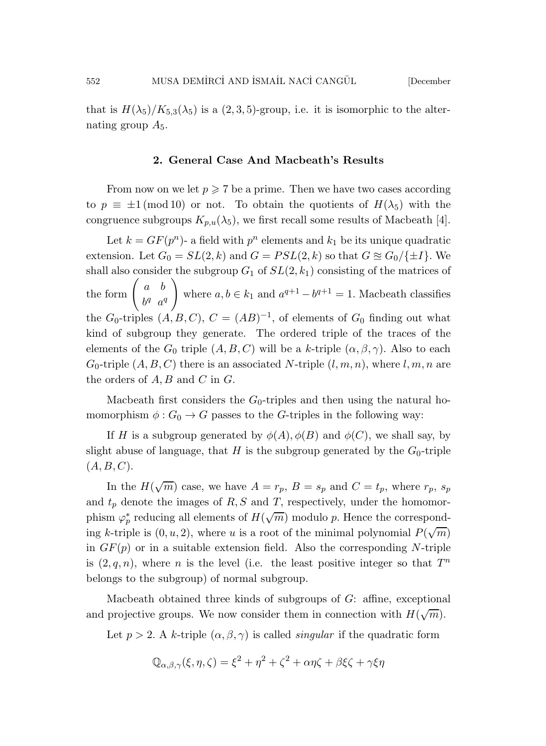that is $H(\lambda_5)/K_{5,3}(\lambda_5)$ is a $(2,3,5)$-group, i.e. it is isomorphic to the alternating group $A_5$.

## 2. General Case And Macbeath's Results

From now on we let $p \geqslant 7$ be a prime. Then we have two cases according to $p \equiv \pm 1 \pmod{10}$ or not. To obtain the quotients of $H(\lambda_5)$ with the congruence subgroups $K_{p,u}(\lambda_5)$, we first recall some results of Macbeath [4].

Let $k = GF(p^n)$- a field with $p^n$ elements and $k_1$ be its unique quadratic extension. Let $G_0 = SL(2,k)$ and $G = PSL(2,k)$ so that $G \approxeq G_0/\{\pm I\}$. We shall also consider the subgroup $G_1$ of $SL(2,k_1)$ consisting of the matrices of the form $\begin{pmatrix} a & b \\ b^q & a^q \end{pmatrix}$ where $a, b \in k_1$ and $a^{q+1} - b^{q+1} = 1$. Macbeath classifies the $G_0$-triples $(A,B,C)$, $C = (AB)^{-1}$, of elements of $G_0$ finding out what kind of subgroup they generate. The ordered triple of the traces of the elements of the $G_0$ triple $(A,B,C)$ will be a $k$-triple $(\alpha, \beta, \gamma)$. Also to each $G_0$-triple $(A,B,C)$ there is an associated $N$-triple $(l,m,n)$, where $l,m,n$ are the orders of $A, B$ and $C$ in $G$.

Macbeath first considers the $G_0$-triples and then using the natural homomorphism $\phi : G_0 \to G$ passes to the $G$-triples in the following way:

If $H$ is a subgroup generated by $\phi(A), \phi(B)$ and $\phi(C)$, we shall say, by slight abuse of language, that $H$ is the subgroup generated by the $G_0$-triple $(A,B,C)$.

In the $H(\sqrt{m})$ case, we have $A = r_p$, $B = s_p$ and $C = t_p$, where $r_p$, $s_p$ and $t_p$ denote the images of $R, S$ and $T$, respectively, under the homomorphism $\varphi_p^*$ reducing all elements of $H(\sqrt{m})$ modulo $p$. Hence the corresponding $k$-triple is $(0, u, 2)$, where $u$ is a root of the minimal polynomial $P(\sqrt{m})$ in $GF(p)$ or in a suitable extension field. Also the corresponding $N$-triple is $(2, q, n)$, where $n$ is the level (i.e. the least positive integer so that $T^n$ belongs to the subgroup) of normal subgroup.

Macbeath obtained three kinds of subgroups of $G$: affine, exceptional and projective groups. We now consider them in connection with $H(\sqrt{m})$.

Let $p > 2$. A $k$-triple $(\alpha, \beta, \gamma)$ is called *singular* if the quadratic form

$$\mathbb{Q}_{\alpha,\beta,\gamma}(\xi, \eta, \zeta) = \xi^2 + \eta^2 + \zeta^2 + \alpha\eta\zeta + \beta\xi\zeta + \gamma\xi\eta$$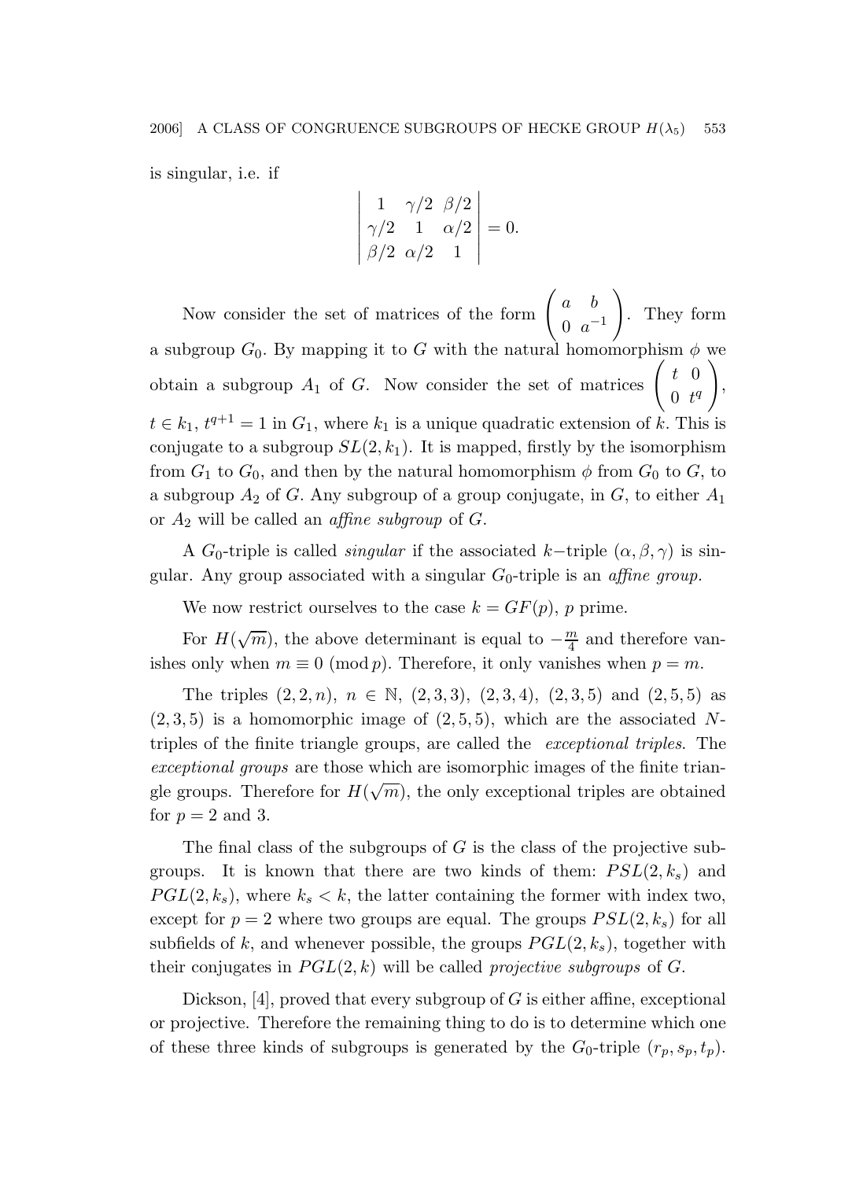is singular, i.e. if

$$\begin{vmatrix} 1 & \gamma/2 & \beta/2 \\ \gamma/2 & 1 & \alpha/2 \\ \beta/2 & \alpha/2 & 1 \end{vmatrix} = 0.$$

Now consider the set of matrices of the form $\begin{pmatrix} a & b \\ 0 & a^{-1} \end{pmatrix}$. They form a subgroup $G_0$. By mapping it to $G$ with the natural homomorphism $\phi$ we obtain a subgroup $A_1$ of $G$. Now consider the set of matrices $\begin{pmatrix} t & 0 \\ 0 & t^q \end{pmatrix}$, $t \in k_1$, $t^{q+1} = 1$ in $G_1$, where $k_1$ is a unique quadratic extension of $k$. This is conjugate to a subgroup $SL(2, k_1)$. It is mapped, firstly by the isomorphism from $G_1$ to $G_0$, and then by the natural homomorphism $\phi$ from $G_0$ to $G$, to a subgroup $A_2$ of $G$. Any subgroup of a group conjugate, in $G$, to either $A_1$ or $A_2$ will be called an *affine subgroup* of $G$.

A $G_0$-triple is called *singular* if the associated $k-$triple $(\alpha, \beta, \gamma)$ is singular. Any group associated with a singular $G_0$-triple is an *affine group.*

We now restrict ourselves to the case $k = GF(p)$, $p$ prime.

For $H(\sqrt{m})$, the above determinant is equal to $-\frac{m}{4}$ and therefore vanishes only when $m \equiv 0 \pmod{p}$. Therefore, it only vanishes when $p = m$.

The triples $(2, 2, n)$, $n \in \mathbb{N}$, $(2, 3, 3)$, $(2, 3, 4)$, $(2, 3, 5)$ and $(2, 5, 5)$ as $(2, 3, 5)$ is a homomorphic image of $(2, 5, 5)$, which are the associated $N$-triples of the finite triangle groups, are called the *exceptional triples*. The *exceptional groups* are those which are isomorphic images of the finite triangle groups. Therefore for $H(\sqrt{m})$, the only exceptional triples are obtained for $p = 2$ and $3$.

The final class of the subgroups of $G$ is the class of the projective subgroups. It is known that there are two kinds of them: $PSL(2, k_s)$ and $PGL(2, k_s)$, where $k_s < k$, the latter containing the former with index two, except for $p = 2$ where two groups are equal. The groups $PSL(2, k_s)$ for all subfields of $k$, and whenever possible, the groups $PGL(2, k_s)$, together with their conjugates in $PGL(2, k)$ will be called *projective subgroups* of $G$.

Dickson, [4], proved that every subgroup of $G$ is either affine, exceptional or projective. Therefore the remaining thing to do is to determine which one of these three kinds of subgroups is generated by the $G_0$-triple $(r_p, s_p, t_p)$.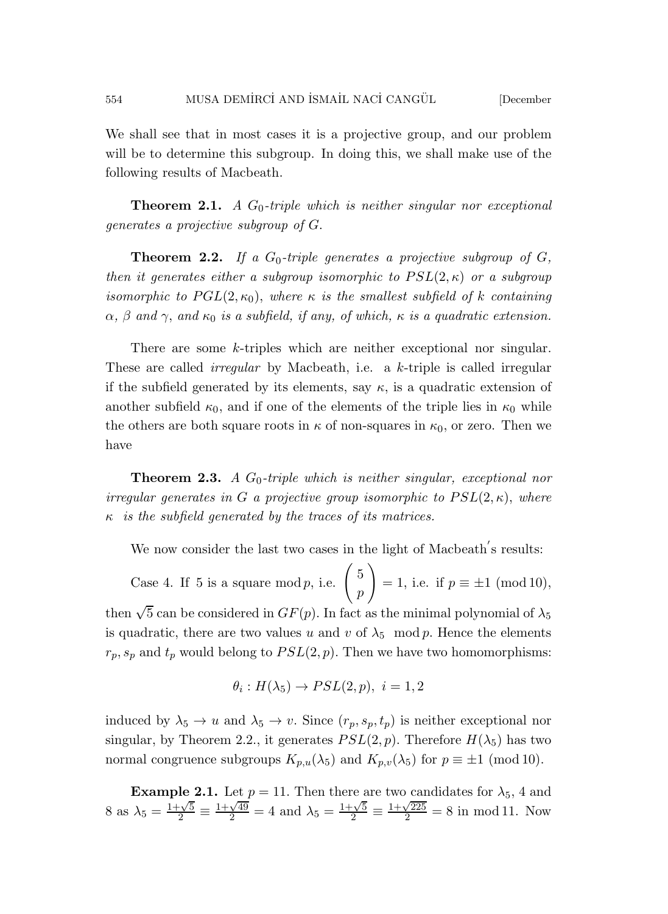We shall see that in most cases it is a projective group, and our problem will be to determine this subgroup. In doing this, we shall make use of the following results of Macbeath.

**Theorem 2.1.** *A $G_0$-triple which is neither singular nor exceptional generates a projective subgroup of $G$.*

**Theorem 2.2.** *If a $G_0$-triple generates a projective subgroup of $G$, then it generates either a subgroup isomorphic to $PSL(2,\kappa)$ or a subgroup isomorphic to $PGL(2,\kappa_0)$, where $\kappa$ is the smallest subfield of $k$ containing $\alpha$, $\beta$ and $\gamma$, and $\kappa_0$ is a subfield, if any, of which, $\kappa$ is a quadratic extension.*

There are some $k$-triples which are neither exceptional nor singular. These are called *irregular* by Macbeath, i.e. a $k$-triple is called irregular if the subfield generated by its elements, say $\kappa$, is a quadratic extension of another subfield $\kappa_0$, and if one of the elements of the triple lies in $\kappa_0$ while the others are both square roots in $\kappa$ of non-squares in $\kappa_0$, or zero. Then we have

**Theorem 2.3.** *A $G_0$-triple which is neither singular, exceptional nor irregular generates in $G$ a projective group isomorphic to $PSL(2,\kappa)$, where $\kappa$ is the subfield generated by the traces of its matrices.*

We now consider the last two cases in the light of Macbeath's results:

Case 4. If 5 is a square mod $p$, i.e. $\left(\dfrac{5}{p}\right) = 1$, i.e. if $p \equiv \pm 1 \pmod{10}$, then $\sqrt{5}$ can be considered in $GF(p)$. In fact as the minimal polynomial of $\lambda_5$ is quadratic, there are two values $u$ and $v$ of $\lambda_5 \mod p$. Hence the elements $r_p, s_p$ and $t_p$ would belong to $PSL(2,p)$. Then we have two homomorphisms:

$$\theta_i : H(\lambda_5) \to PSL(2,p),\ i = 1,2$$

induced by $\lambda_5 \to u$ and $\lambda_5 \to v$. Since $(r_p, s_p, t_p)$ is neither exceptional nor singular, by Theorem 2.2., it generates $PSL(2,p)$. Therefore $H(\lambda_5)$ has two normal congruence subgroups $K_{p,u}(\lambda_5)$ and $K_{p,v}(\lambda_5)$ for $p \equiv \pm 1 \pmod{10}$.

**Example 2.1.** Let $p = 11$. Then there are two candidates for $\lambda_5$, 4 and 8 as $\lambda_5 = \frac{1+\sqrt{5}}{2} \equiv \frac{1+\sqrt{49}}{2} = 4$ and $\lambda_5 = \frac{1+\sqrt{5}}{2} \equiv \frac{1+\sqrt{225}}{2} = 8$ in mod 11. Now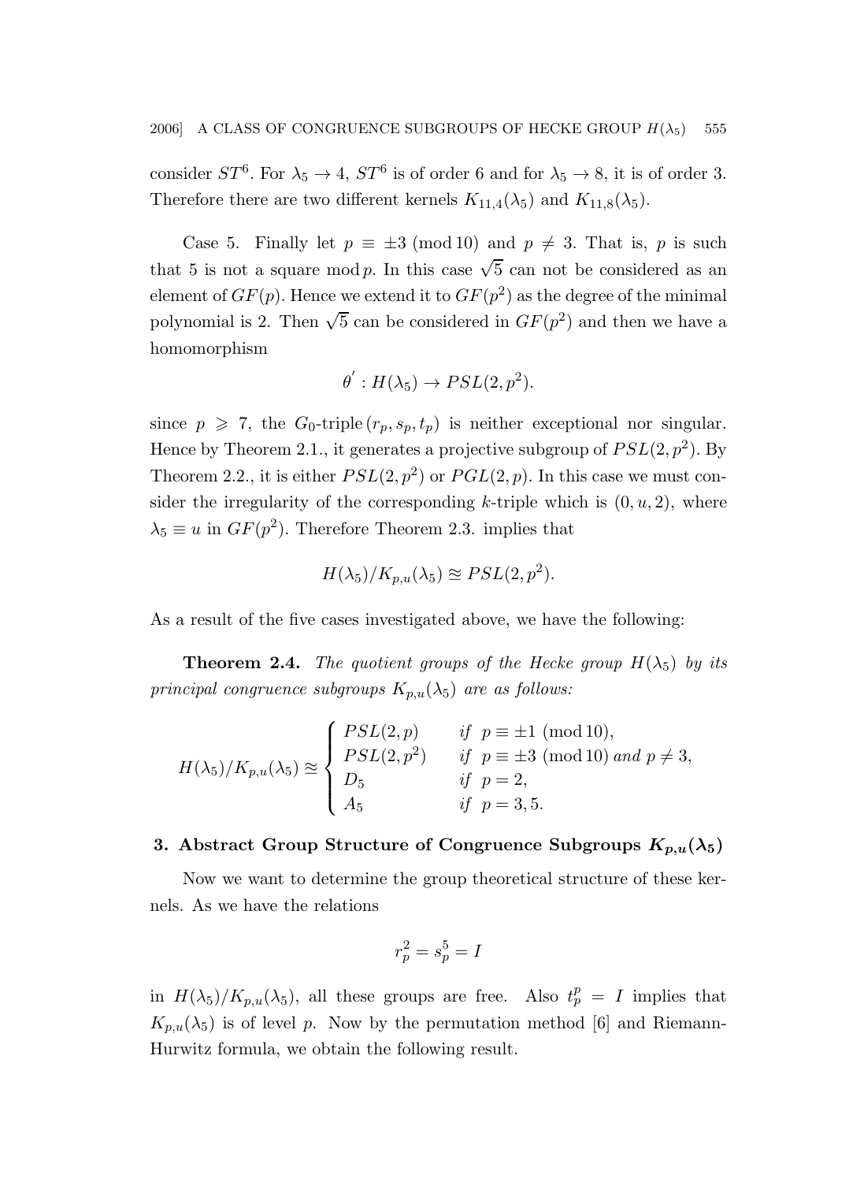consider $ST^6$. For $\lambda_5 \to 4$, $ST^6$ is of order 6 and for $\lambda_5 \to 8$, it is of order 3. Therefore there are two different kernels $K_{11,4}(\lambda_5)$ and $K_{11,8}(\lambda_5)$.

Case 5. Finally let $p \equiv \pm 3 \pmod{10}$ and $p \neq 3$. That is, $p$ is such that 5 is not a square mod $p$. In this case $\sqrt{5}$ can not be considered as an element of $GF(p)$. Hence we extend it to $GF(p^2)$ as the degree of the minimal polynomial is 2. Then $\sqrt{5}$ can be considered in $GF(p^2)$ and then we have a homomorphism

$$\theta' : H(\lambda_5) \to PSL(2, p^2).$$

since $p \geqslant 7$, the $G_0$-triple $(r_p, s_p, t_p)$ is neither exceptional nor singular. Hence by Theorem 2.1., it generates a projective subgroup of $PSL(2, p^2)$. By Theorem 2.2., it is either $PSL(2, p^2)$ or $PGL(2, p)$. In this case we must consider the irregularity of the corresponding $k$-triple which is $(0, u, 2)$, where $\lambda_5 \equiv u$ in $GF(p^2)$. Therefore Theorem 2.3. implies that

$$H(\lambda_5)/K_{p,u}(\lambda_5) \approxeq PSL(2, p^2).$$

As a result of the five cases investigated above, we have the following:

**Theorem 2.4.** *The quotient groups of the Hecke group $H(\lambda_5)$ by its principal congruence subgroups $K_{p,u}(\lambda_5)$ are as follows:*

$$H(\lambda_5)/K_{p,u}(\lambda_5) \approxeq \begin{cases} PSL(2,p) & \text{if } p \equiv \pm 1 \pmod{10}, \\ PSL(2,p^2) & \text{if } p \equiv \pm 3 \pmod{10} \text{ and } p \neq 3, \\ D_5 & \text{if } p = 2, \\ A_5 & \text{if } p = 3, 5. \end{cases}$$

## 3. Abstract Group Structure of Congruence Subgroups $K_{p,u}(\lambda_5)$

Now we want to determine the group theoretical structure of these kernels. As we have the relations

$$r_p^2 = s_p^5 = I$$

in $H(\lambda_5)/K_{p,u}(\lambda_5)$, all these groups are free. Also $t_p^p = I$ implies that $K_{p,u}(\lambda_5)$ is of level $p$. Now by the permutation method [6] and Riemann-Hurwitz formula, we obtain the following result.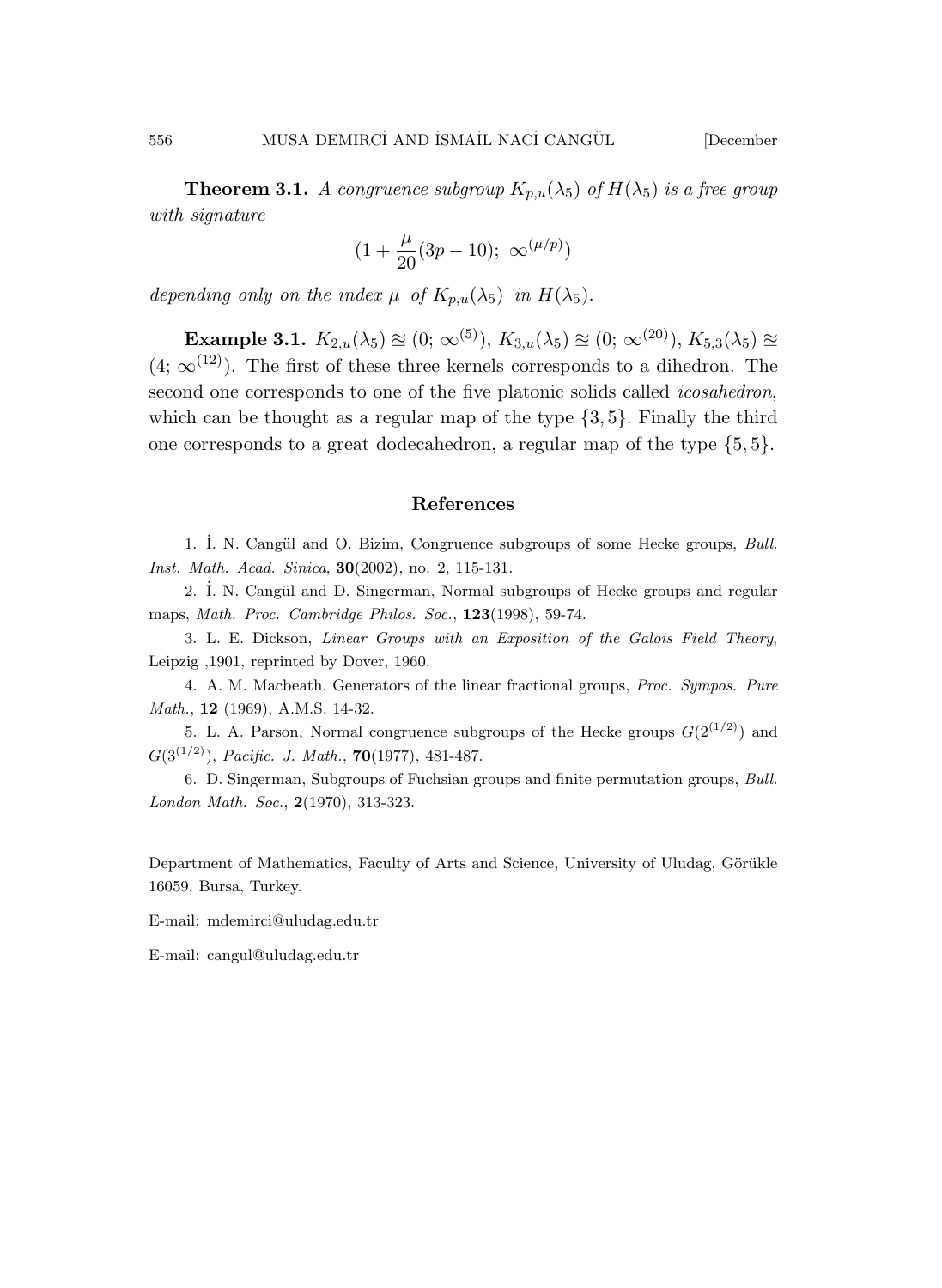**Theorem 3.1.** *A congruence subgroup $K_{p,u}(\lambda_5)$ of $H(\lambda_5)$ is a free group with signature*

$$(1 + \frac{\mu}{20}(3p - 10);\ \infty^{(\mu/p)})$$

*depending only on the index $\mu$ of $K_{p,u}(\lambda_5)$ in $H(\lambda_5)$.*

**Example 3.1.** $K_{2,u}(\lambda_5) \approxeq (0; \infty^{(5)})$, $K_{3,u}(\lambda_5) \approxeq (0; \infty^{(20)})$, $K_{5,3}(\lambda_5) \approxeq (4; \infty^{(12)})$. The first of these three kernels corresponds to a dihedron. The second one corresponds to one of the five platonic solids called *icosahedron*, which can be thought as a regular map of the type $\{3, 5\}$. Finally the third one corresponds to a great dodecahedron, a regular map of the type $\{5, 5\}$.

## References

1. İ. N. Cangül and O. Bizim, Congruence subgroups of some Hecke groups, *Bull. Inst. Math. Acad. Sinica*, **30**(2002), no. 2, 115-131.

2. İ. N. Cangül and D. Singerman, Normal subgroups of Hecke groups and regular maps, *Math. Proc. Cambridge Philos. Soc.*, **123**(1998), 59-74.

3. L. E. Dickson, *Linear Groups with an Exposition of the Galois Field Theory*, Leipzig ,1901, reprinted by Dover, 1960.

4. A. M. Macbeath, Generators of the linear fractional groups, *Proc. Sympos. Pure Math.*, **12** (1969), A.M.S. 14-32.

5. L. A. Parson, Normal congruence subgroups of the Hecke groups $G(2^{(1/2)})$ and $G(3^{(1/2)})$, *Pacific. J. Math.*, **70**(1977), 481-487.

6. D. Singerman, Subgroups of Fuchsian groups and finite permutation groups, *Bull. London Math. Soc.*, **2**(1970), 313-323.

Department of Mathematics, Faculty of Arts and Science, University of Uludag, Görükle 16059, Bursa, Turkey.

E-mail: mdemirci@uludag.edu.tr

E-mail: cangul@uludag.edu.tr